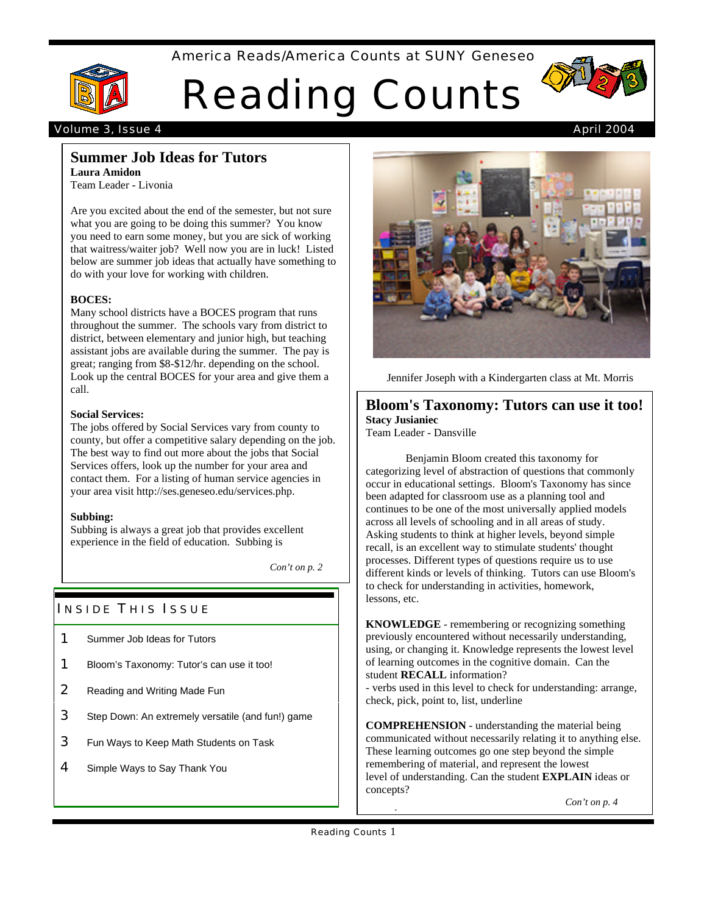America Reads/America Counts at SUNY Geneseo

# Reading Counts

Volume 3, Issue 4 — April 2004

## Summer Job Ideas for Tutors

**Laura Amidon**
Team Leader - Livonia

Are you excited about the end of the semester, but not sure what you are going to be doing this summer? You know you need to earn some money, but you are sick of working that waitress/waiter job? Well now you are in luck! Listed below are summer job ideas that actually have something to do with your love for working with children.

**BOCES:**
Many school districts have a BOCES program that runs throughout the summer. The schools vary from district to district, between elementary and junior high, but teaching assistant jobs are available during the summer. The pay is great; ranging from $8-$12/hr. depending on the school. Look up the central BOCES for your area and give them a call.

**Social Services:**
The jobs offered by Social Services vary from county to county, but offer a competitive salary depending on the job. The best way to find out more about the jobs that Social Services offers, look up the number for your area and contact them. For a listing of human service agencies in your area visit http://ses.geneseo.edu/services.php.

**Subbing:**
Subbing is always a great job that provides excellent experience in the field of education. Subbing is

*Con't on p. 2*

### Inside This Issue

| | |
|---|---|
| 1 | Summer Job Ideas for Tutors |
| 1 | Bloom's Taxonomy: Tutor's can use it too! |
| 2 | Reading and Writing Made Fun |
| 3 | Step Down: An extremely versatile (and fun!) game |
| 3 | Fun Ways to Keep Math Students on Task |
| 4 | Simple Ways to Say Thank You |

Jennifer Joseph with a Kindergarten class at Mt. Morris

## Bloom's Taxonomy: Tutors can use it too!

**Stacy Jusianiec**
Team Leader - Dansville

Benjamin Bloom created this taxonomy for categorizing level of abstraction of questions that commonly occur in educational settings. Bloom's Taxonomy has since been adapted for classroom use as a planning tool and continues to be one of the most universally applied models across all levels of schooling and in all areas of study. Asking students to think at higher levels, beyond simple recall, is an excellent way to stimulate students' thought processes. Different types of questions require us to use different kinds or levels of thinking. Tutors can use Bloom's to check for understanding in activities, homework, lessons, etc.

**KNOWLEDGE** - remembering or recognizing something previously encountered without necessarily understanding, using, or changing it. Knowledge represents the lowest level of learning outcomes in the cognitive domain. Can the student **RECALL** information?
- verbs used in this level to check for understanding: arrange, check, pick, point to, list, underline

**COMPREHENSION** - understanding the material being communicated without necessarily relating it to anything else. These learning outcomes go one step beyond the simple remembering of material, and represent the lowest level of understanding. Can the student **EXPLAIN** ideas or concepts?

*Con't on p. 4*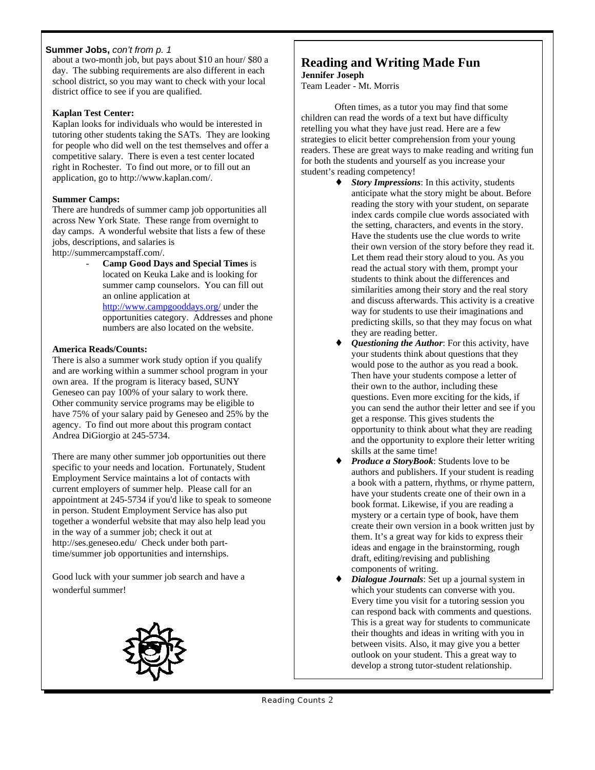**Summer Jobs,** *con't from p. 1*

about a two-month job, but pays about $10 an hour/ $80 a day. The subbing requirements are also different in each school district, so you may want to check with your local district office to see if you are qualified.

**Kaplan Test Center:**

Kaplan looks for individuals who would be interested in tutoring other students taking the SATs. They are looking for people who did well on the test themselves and offer a competitive salary. There is even a test center located right in Rochester. To find out more, or to fill out an application, go to http://www.kaplan.com/.

**Summer Camps:**

There are hundreds of summer camp job opportunities all across New York State. These range from overnight to day camps. A wonderful website that lists a few of these jobs, descriptions, and salaries is http://summercampstaff.com/.

- **Camp Good Days and Special Times** is located on Keuka Lake and is looking for summer camp counselors. You can fill out an online application at http://www.campgooddays.org/ under the opportunities category. Addresses and phone numbers are also located on the website.

**America Reads/Counts:**

There is also a summer work study option if you qualify and are working within a summer school program in your own area. If the program is literacy based, SUNY Geneseo can pay 100% of your salary to work there. Other community service programs may be eligible to have 75% of your salary paid by Geneseo and 25% by the agency. To find out more about this program contact Andrea DiGiorgio at 245-5734.

There are many other summer job opportunities out there specific to your needs and location. Fortunately, Student Employment Service maintains a lot of contacts with current employers of summer help. Please call for an appointment at 245-5734 if you'd like to speak to someone in person. Student Employment Service has also put together a wonderful website that may also help lead you in the way of a summer job; check it out at http://ses.geneseo.edu/ Check under both part-time/summer job opportunities and internships.

Good luck with your summer job search and have a wonderful summer!

## Reading and Writing Made Fun

**Jennifer Joseph**

Team Leader - Mt. Morris

Often times, as a tutor you may find that some children can read the words of a text but have difficulty retelling you what they have just read. Here are a few strategies to elicit better comprehension from your young readers. These are great ways to make reading and writing fun for both the students and yourself as you increase your student's reading competency!

- ***Story Impressions***: In this activity, students anticipate what the story might be about. Before reading the story with your student, on separate index cards compile clue words associated with the setting, characters, and events in the story. Have the students use the clue words to write their own version of the story before they read it. Let them read their story aloud to you. As you read the actual story with them, prompt your students to think about the differences and similarities among their story and the real story and discuss afterwards. This activity is a creative way for students to use their imaginations and predicting skills, so that they may focus on what they are reading better.
- ***Questioning the Author***: For this activity, have your students think about questions that they would pose to the author as you read a book. Then have your students compose a letter of their own to the author, including these questions. Even more exciting for the kids, if you can send the author their letter and see if you get a response. This gives students the opportunity to think about what they are reading and the opportunity to explore their letter writing skills at the same time!
- ***Produce a StoryBook***: Students love to be authors and publishers. If your student is reading a book with a pattern, rhythms, or rhyme pattern, have your students create one of their own in a book format. Likewise, if you are reading a mystery or a certain type of book, have them create their own version in a book written just by them. It's a great way for kids to express their ideas and engage in the brainstorming, rough draft, editing/revising and publishing components of writing.
- ***Dialogue Journals***: Set up a journal system in which your students can converse with you. Every time you visit for a tutoring session you can respond back with comments and questions. This is a great way for students to communicate their thoughts and ideas in writing with you in between visits. Also, it may give you a better outlook on your student. This a great way to develop a strong tutor-student relationship.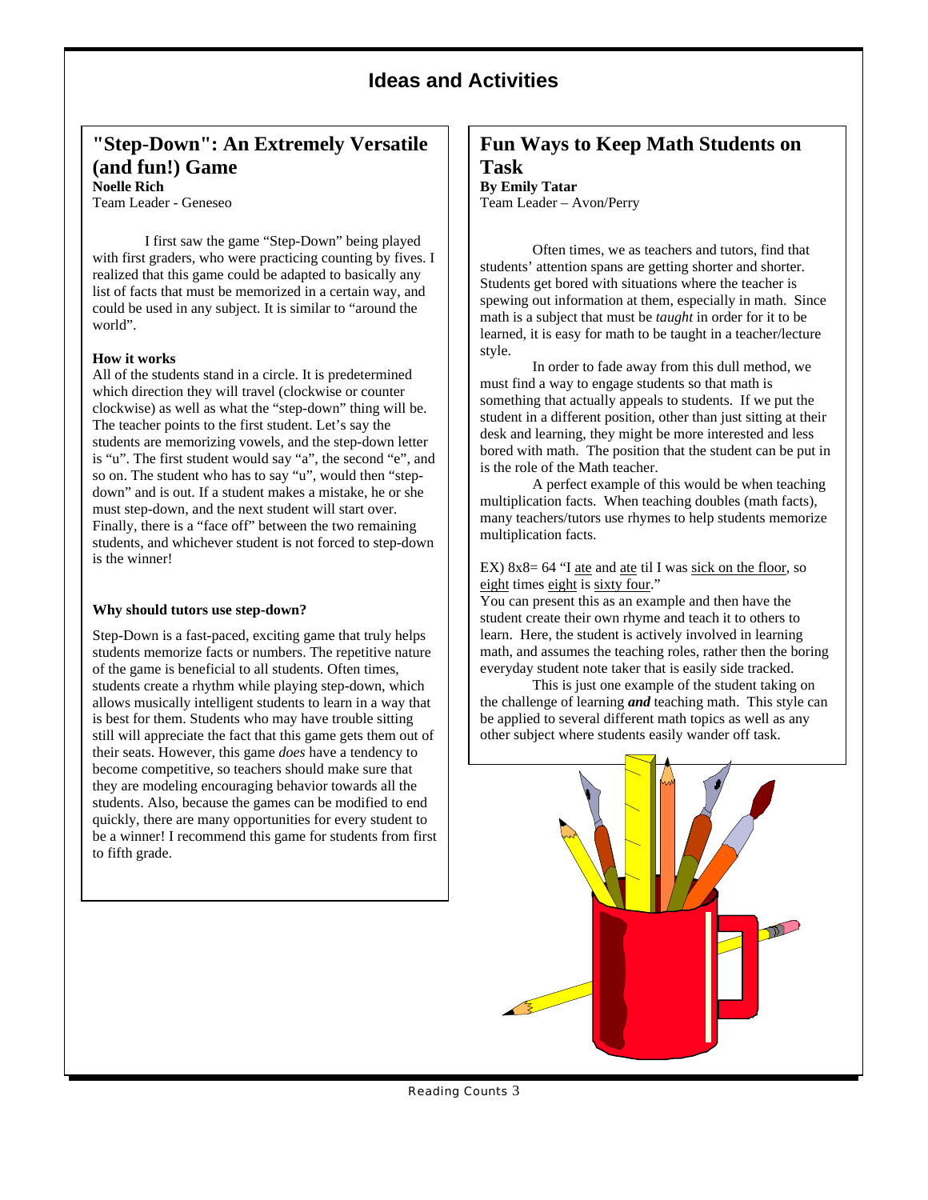## Ideas and Activities

### "Step-Down": An Extremely Versatile (and fun!) Game

**Noelle Rich**
Team Leader - Geneseo

I first saw the game "Step-Down" being played with first graders, who were practicing counting by fives. I realized that this game could be adapted to basically any list of facts that must be memorized in a certain way, and could be used in any subject. It is similar to "around the world".

**How it works**

All of the students stand in a circle. It is predetermined which direction they will travel (clockwise or counter clockwise) as well as what the "step-down" thing will be. The teacher points to the first student. Let's say the students are memorizing vowels, and the step-down letter is "u". The first student would say "a", the second "e", and so on. The student who has to say "u", would then "step-down" and is out. If a student makes a mistake, he or she must step-down, and the next student will start over. Finally, there is a "face off" between the two remaining students, and whichever student is not forced to step-down is the winner!

**Why should tutors use step-down?**

Step-Down is a fast-paced, exciting game that truly helps students memorize facts or numbers. The repetitive nature of the game is beneficial to all students. Often times, students create a rhythm while playing step-down, which allows musically intelligent students to learn in a way that is best for them. Students who may have trouble sitting still will appreciate the fact that this game gets them out of their seats. However, this game *does* have a tendency to become competitive, so teachers should make sure that they are modeling encouraging behavior towards all the students. Also, because the games can be modified to end quickly, there are many opportunities for every student to be a winner! I recommend this game for students from first to fifth grade.

### Fun Ways to Keep Math Students on Task

**By Emily Tatar**
Team Leader – Avon/Perry

Often times, we as teachers and tutors, find that students' attention spans are getting shorter and shorter. Students get bored with situations where the teacher is spewing out information at them, especially in math. Since math is a subject that must be *taught* in order for it to be learned, it is easy for math to be taught in a teacher/lecture style.

In order to fade away from this dull method, we must find a way to engage students so that math is something that actually appeals to students. If we put the student in a different position, other than just sitting at their desk and learning, they might be more interested and less bored with math. The position that the student can be put in is the role of the Math teacher.

A perfect example of this would be when teaching multiplication facts. When teaching doubles (math facts), many teachers/tutors use rhymes to help students memorize multiplication facts.

EX) 8x8= 64 "I <u>ate</u> and <u>ate</u> til I was <u>sick on the floor</u>, so <u>eight</u> times <u>eight</u> is <u>sixty four</u>."

You can present this as an example and then have the student create their own rhyme and teach it to others to learn. Here, the student is actively involved in learning math, and assumes the teaching roles, rather then the boring everyday student note taker that is easily side tracked.

This is just one example of the student taking on the challenge of learning ***and*** teaching math. This style can be applied to several different math topics as well as any other subject where students easily wander off task.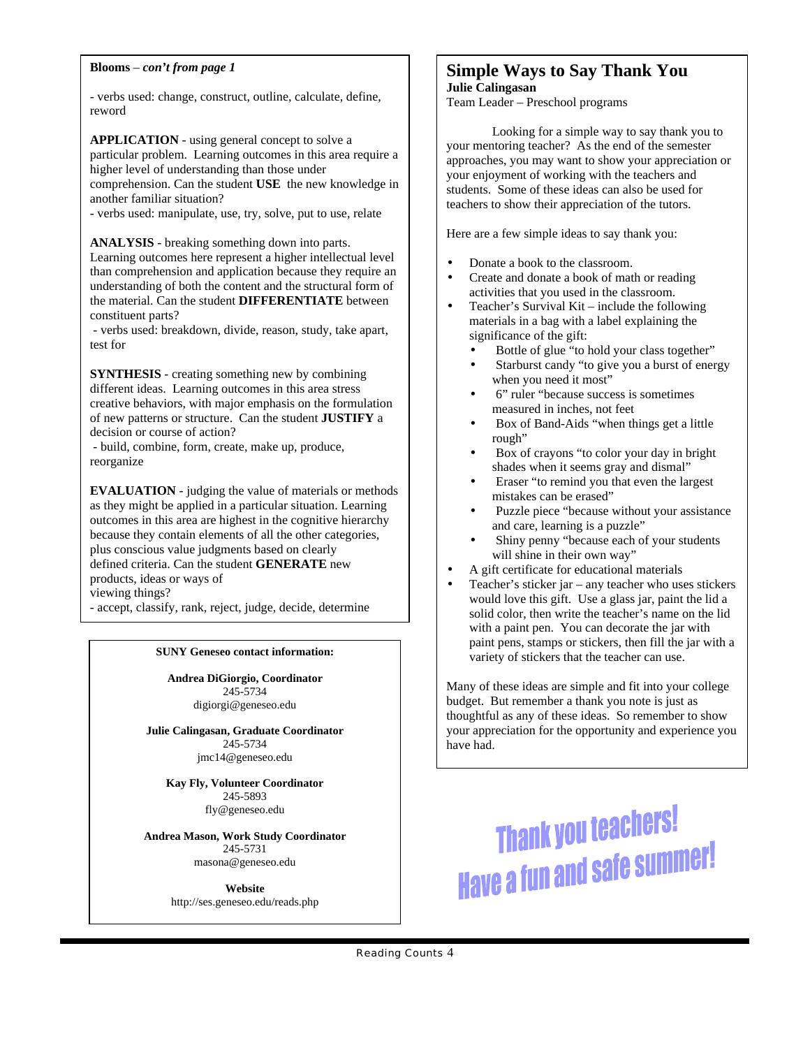**Blooms** – ***con't from page 1***

- verbs used: change, construct, outline, calculate, define, reword

**APPLICATION** - using general concept to solve a particular problem. Learning outcomes in this area require a higher level of understanding than those under comprehension. Can the student **USE** the new knowledge in another familiar situation?
- verbs used: manipulate, use, try, solve, put to use, relate

**ANALYSIS** - breaking something down into parts. Learning outcomes here represent a higher intellectual level than comprehension and application because they require an understanding of both the content and the structural form of the material. Can the student **DIFFERENTIATE** between constituent parts?
- verbs used: breakdown, divide, reason, study, take apart, test for

**SYNTHESIS** - creating something new by combining different ideas. Learning outcomes in this area stress creative behaviors, with major emphasis on the formulation of new patterns or structure. Can the student **JUSTIFY** a decision or course of action?
- build, combine, form, create, make up, produce, reorganize

**EVALUATION** - judging the value of materials or methods as they might be applied in a particular situation. Learning outcomes in this area are highest in the cognitive hierarchy because they contain elements of all the other categories, plus conscious value judgments based on clearly defined criteria. Can the student **GENERATE** new products, ideas or ways of viewing things?
- accept, classify, rank, reject, judge, decide, determine

**SUNY Geneseo contact information:**

**Andrea DiGiorgio, Coordinator**
245-5734
digiorgi@geneseo.edu

**Julie Calingasan, Graduate Coordinator**
245-5734
jmc14@geneseo.edu

**Kay Fly, Volunteer Coordinator**
245-5893
fly@geneseo.edu

**Andrea Mason, Work Study Coordinator**
245-5731
masona@geneseo.edu

**Website**
http://ses.geneseo.edu/reads.php

## Simple Ways to Say Thank You

**Julie Calingasan**
Team Leader – Preschool programs

Looking for a simple way to say thank you to your mentoring teacher? As the end of the semester approaches, you may want to show your appreciation or your enjoyment of working with the teachers and students. Some of these ideas can also be used for teachers to show their appreciation of the tutors.

Here are a few simple ideas to say thank you:

- Donate a book to the classroom.
- Create and donate a book of math or reading activities that you used in the classroom.
- Teacher's Survival Kit – include the following materials in a bag with a label explaining the significance of the gift:
  - Bottle of glue "to hold your class together"
  - Starburst candy "to give you a burst of energy when you need it most"
  - 6" ruler "because success is sometimes measured in inches, not feet
  - Box of Band-Aids "when things get a little rough"
  - Box of crayons "to color your day in bright shades when it seems gray and dismal"
  - Eraser "to remind you that even the largest mistakes can be erased"
  - Puzzle piece "because without your assistance and care, learning is a puzzle"
  - Shiny penny "because each of your students will shine in their own way"
- A gift certificate for educational materials
- Teacher's sticker jar – any teacher who uses stickers would love this gift. Use a glass jar, paint the lid a solid color, then write the teacher's name on the lid with a paint pen. You can decorate the jar with paint pens, stamps or stickers, then fill the jar with a variety of stickers that the teacher can use.

Many of these ideas are simple and fit into your college budget. But remember a thank you note is just as thoughtful as any of these ideas. So remember to show your appreciation for the opportunity and experience you have had.

**Thank you teachers!**
**Have a fun and safe summer!**